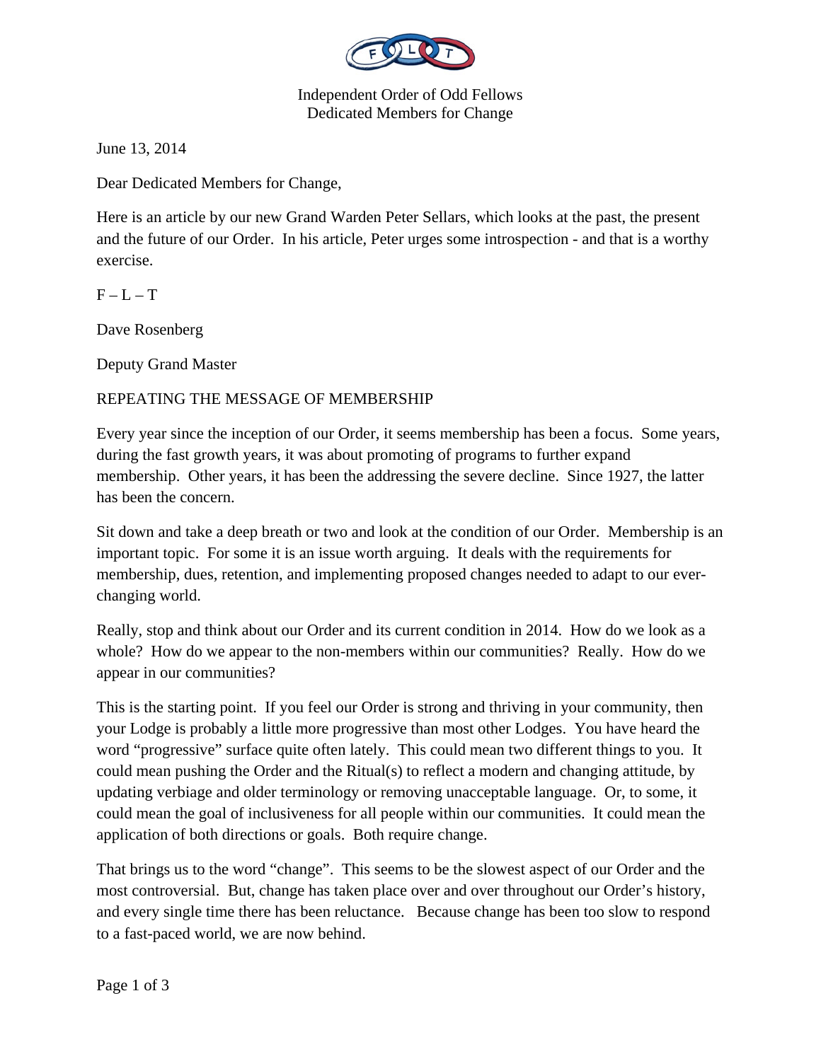Independent Order of Odd Fellows
Dedicated Members for Change

June 13, 2014

Dear Dedicated Members for Change,

Here is an article by our new Grand Warden Peter Sellars, which looks at the past, the present and the future of our Order. In his article, Peter urges some introspection - and that is a worthy exercise.

F – L – T

Dave Rosenberg

Deputy Grand Master

## REPEATING THE MESSAGE OF MEMBERSHIP

Every year since the inception of our Order, it seems membership has been a focus. Some years, during the fast growth years, it was about promoting of programs to further expand membership. Other years, it has been the addressing the severe decline. Since 1927, the latter has been the concern.

Sit down and take a deep breath or two and look at the condition of our Order. Membership is an important topic. For some it is an issue worth arguing. It deals with the requirements for membership, dues, retention, and implementing proposed changes needed to adapt to our ever-changing world.

Really, stop and think about our Order and its current condition in 2014. How do we look as a whole? How do we appear to the non-members within our communities? Really. How do we appear in our communities?

This is the starting point. If you feel our Order is strong and thriving in your community, then your Lodge is probably a little more progressive than most other Lodges. You have heard the word "progressive" surface quite often lately. This could mean two different things to you. It could mean pushing the Order and the Ritual(s) to reflect a modern and changing attitude, by updating verbiage and older terminology or removing unacceptable language. Or, to some, it could mean the goal of inclusiveness for all people within our communities. It could mean the application of both directions or goals. Both require change.

That brings us to the word "change". This seems to be the slowest aspect of our Order and the most controversial. But, change has taken place over and over throughout our Order's history, and every single time there has been reluctance. Because change has been too slow to respond to a fast-paced world, we are now behind.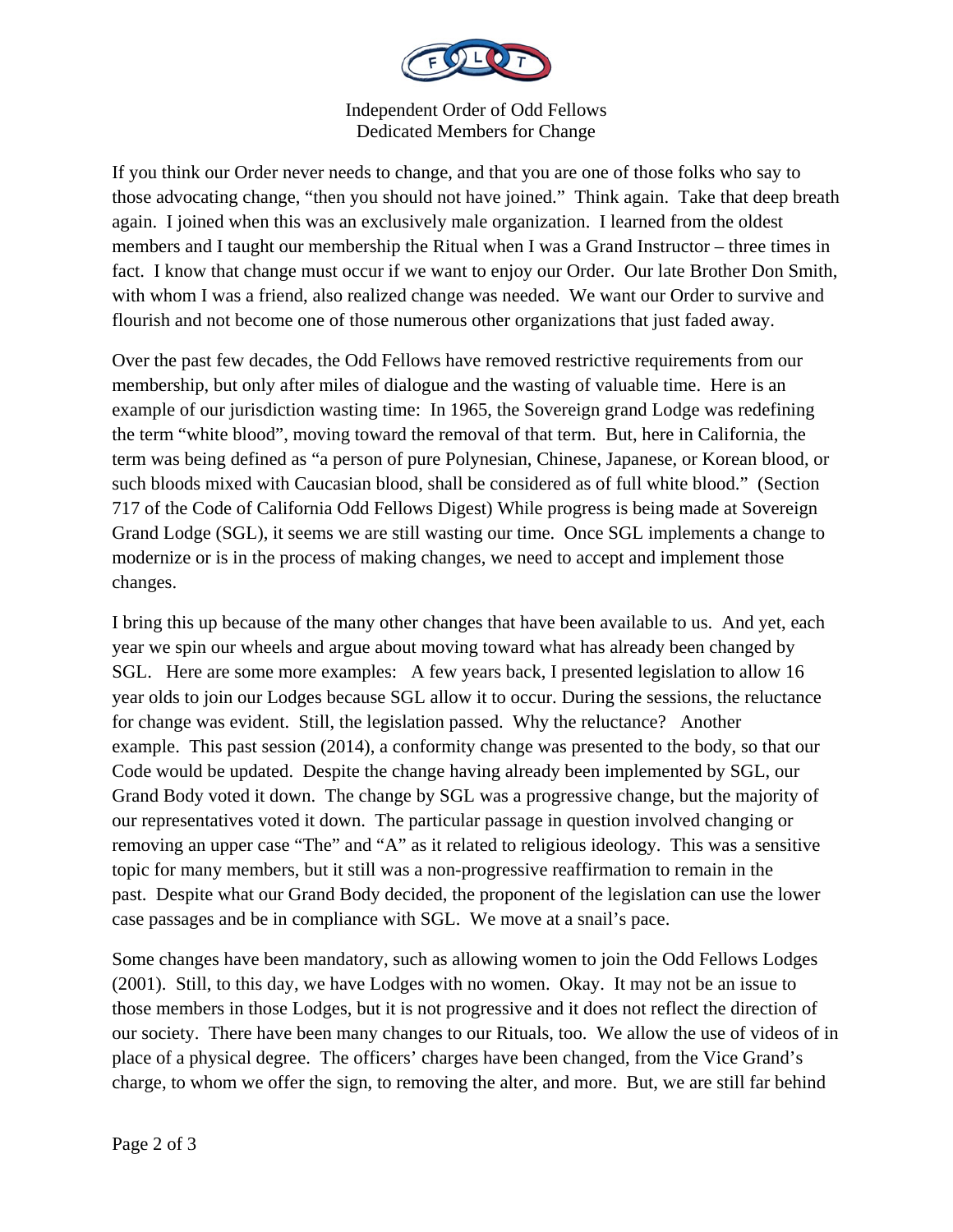Independent Order of Odd Fellows
Dedicated Members for Change

If you think our Order never needs to change, and that you are one of those folks who say to those advocating change, "then you should not have joined." Think again. Take that deep breath again. I joined when this was an exclusively male organization. I learned from the oldest members and I taught our membership the Ritual when I was a Grand Instructor – three times in fact. I know that change must occur if we want to enjoy our Order. Our late Brother Don Smith, with whom I was a friend, also realized change was needed. We want our Order to survive and flourish and not become one of those numerous other organizations that just faded away.

Over the past few decades, the Odd Fellows have removed restrictive requirements from our membership, but only after miles of dialogue and the wasting of valuable time. Here is an example of our jurisdiction wasting time: In 1965, the Sovereign grand Lodge was redefining the term "white blood", moving toward the removal of that term. But, here in California, the term was being defined as "a person of pure Polynesian, Chinese, Japanese, or Korean blood, or such bloods mixed with Caucasian blood, shall be considered as of full white blood." (Section 717 of the Code of California Odd Fellows Digest) While progress is being made at Sovereign Grand Lodge (SGL), it seems we are still wasting our time. Once SGL implements a change to modernize or is in the process of making changes, we need to accept and implement those changes.

I bring this up because of the many other changes that have been available to us. And yet, each year we spin our wheels and argue about moving toward what has already been changed by SGL. Here are some more examples: A few years back, I presented legislation to allow 16 year olds to join our Lodges because SGL allow it to occur. During the sessions, the reluctance for change was evident. Still, the legislation passed. Why the reluctance? Another example. This past session (2014), a conformity change was presented to the body, so that our Code would be updated. Despite the change having already been implemented by SGL, our Grand Body voted it down. The change by SGL was a progressive change, but the majority of our representatives voted it down. The particular passage in question involved changing or removing an upper case "The" and "A" as it related to religious ideology. This was a sensitive topic for many members, but it still was a non-progressive reaffirmation to remain in the past. Despite what our Grand Body decided, the proponent of the legislation can use the lower case passages and be in compliance with SGL. We move at a snail's pace.

Some changes have been mandatory, such as allowing women to join the Odd Fellows Lodges (2001). Still, to this day, we have Lodges with no women. Okay. It may not be an issue to those members in those Lodges, but it is not progressive and it does not reflect the direction of our society. There have been many changes to our Rituals, too. We allow the use of videos of in place of a physical degree. The officers' charges have been changed, from the Vice Grand's charge, to whom we offer the sign, to removing the alter, and more. But, we are still far behind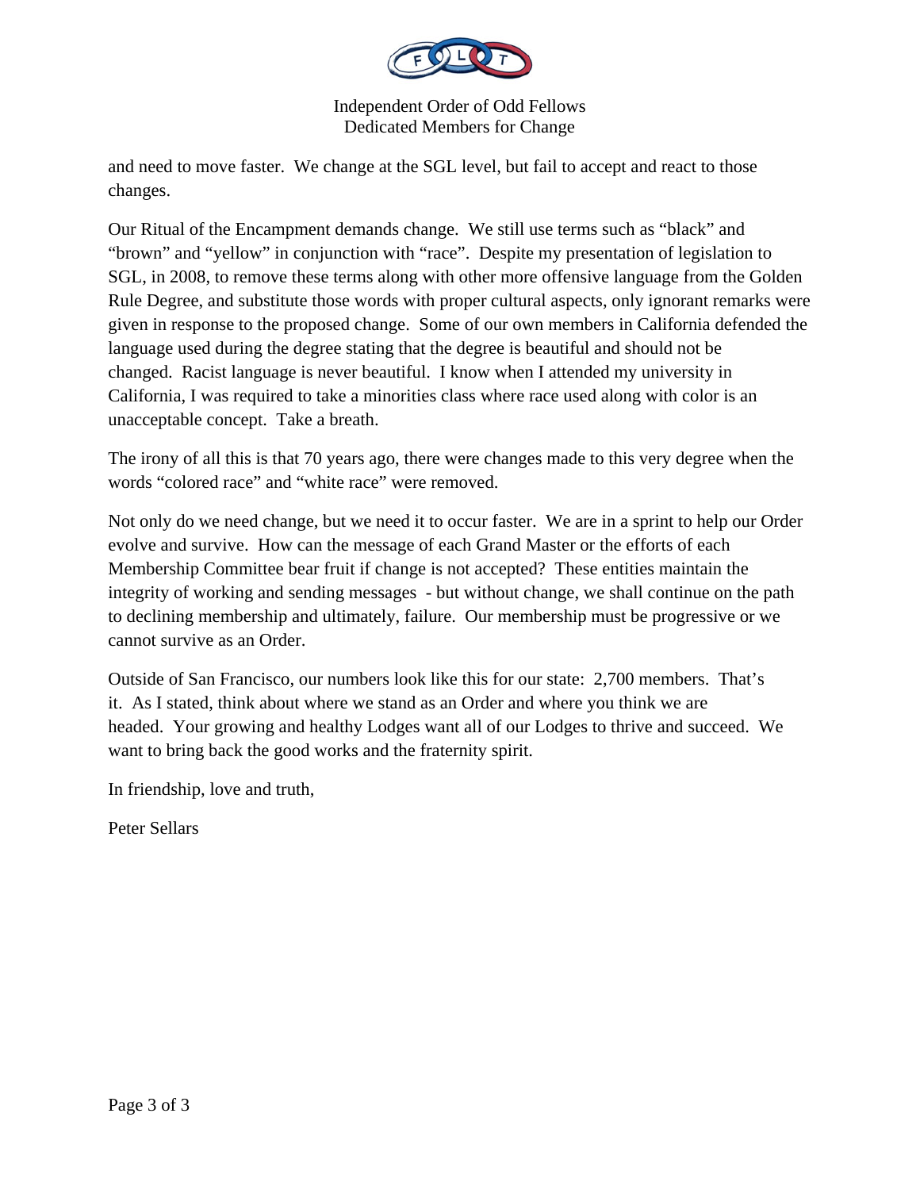and need to move faster. We change at the SGL level, but fail to accept and react to those changes.

Our Ritual of the Encampment demands change. We still use terms such as "black" and "brown" and "yellow" in conjunction with "race". Despite my presentation of legislation to SGL, in 2008, to remove these terms along with other more offensive language from the Golden Rule Degree, and substitute those words with proper cultural aspects, only ignorant remarks were given in response to the proposed change. Some of our own members in California defended the language used during the degree stating that the degree is beautiful and should not be changed. Racist language is never beautiful. I know when I attended my university in California, I was required to take a minorities class where race used along with color is an unacceptable concept. Take a breath.

The irony of all this is that 70 years ago, there were changes made to this very degree when the words "colored race" and "white race" were removed.

Not only do we need change, but we need it to occur faster. We are in a sprint to help our Order evolve and survive. How can the message of each Grand Master or the efforts of each Membership Committee bear fruit if change is not accepted? These entities maintain the integrity of working and sending messages - but without change, we shall continue on the path to declining membership and ultimately, failure. Our membership must be progressive or we cannot survive as an Order.

Outside of San Francisco, our numbers look like this for our state: 2,700 members. That's it. As I stated, think about where we stand as an Order and where you think we are headed. Your growing and healthy Lodges want all of our Lodges to thrive and succeed. We want to bring back the good works and the fraternity spirit.

In friendship, love and truth,

Peter Sellars